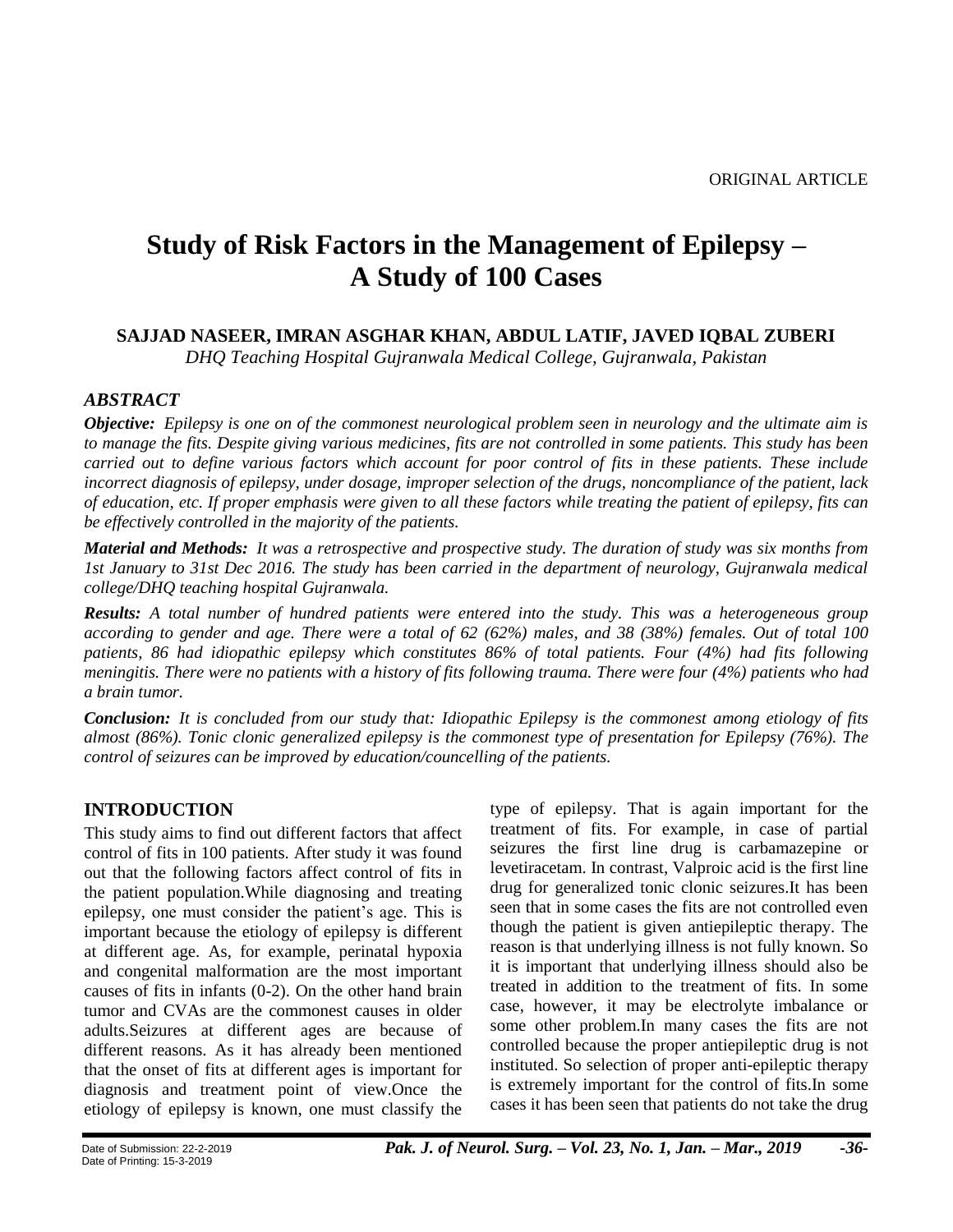ORIGINAL ARTICLE

# Study of Risk Factors in the Management of Epilepsy – A Study of 100 Cases

**SAJJAD NASEER, IMRAN ASGHAR KHAN, ABDUL LATIF, JAVED IQBAL ZUBERI**

*DHQ Teaching Hospital Gujranwala Medical College, Gujranwala, Pakistan*

## ABSTRACT

***Objective:*** *Epilepsy is one on of the commonest neurological problem seen in neurology and the ultimate aim is to manage the fits. Despite giving various medicines, fits are not controlled in some patients. This study has been carried out to define various factors which account for poor control of fits in these patients. These include incorrect diagnosis of epilepsy, under dosage, improper selection of the drugs, noncompliance of the patient, lack of education, etc. If proper emphasis were given to all these factors while treating the patient of epilepsy, fits can be effectively controlled in the majority of the patients.*

***Material and Methods:*** *It was a retrospective and prospective study. The duration of study was six months from 1st January to 31st Dec 2016. The study has been carried in the department of neurology, Gujranwala medical college/DHQ teaching hospital Gujranwala.*

***Results:*** *A total number of hundred patients were entered into the study. This was a heterogeneous group according to gender and age. There were a total of 62 (62%) males, and 38 (38%) females. Out of total 100 patients, 86 had idiopathic epilepsy which constitutes 86% of total patients. Four (4%) had fits following meningitis. There were no patients with a history of fits following trauma. There were four (4%) patients who had a brain tumor.*

***Conclusion:*** *It is concluded from our study that: Idiopathic Epilepsy is the commonest among etiology of fits almost (86%). Tonic clonic generalized epilepsy is the commonest type of presentation for Epilepsy (76%). The control of seizures can be improved by education/councelling of the patients.*

## INTRODUCTION

This study aims to find out different factors that affect control of fits in 100 patients. After study it was found out that the following factors affect control of fits in the patient population.While diagnosing and treating epilepsy, one must consider the patient's age. This is important because the etiology of epilepsy is different at different age. As, for example, perinatal hypoxia and congenital malformation are the most important causes of fits in infants (0-2). On the other hand brain tumor and CVAs are the commonest causes in older adults.Seizures at different ages are because of different reasons. As it has already been mentioned that the onset of fits at different ages is important for diagnosis and treatment point of view.Once the etiology of epilepsy is known, one must classify the type of epilepsy. That is again important for the treatment of fits. For example, in case of partial seizures the first line drug is carbamazepine or levetiracetam. In contrast, Valproic acid is the first line drug for generalized tonic clonic seizures.It has been seen that in some cases the fits are not controlled even though the patient is given antiepileptic therapy. The reason is that underlying illness is not fully known. So it is important that underlying illness should also be treated in addition to the treatment of fits. In some case, however, it may be electrolyte imbalance or some other problem.In many cases the fits are not controlled because the proper antiepileptic drug is not instituted. So selection of proper anti-epileptic therapy is extremely important for the control of fits.In some cases it has been seen that patients do not take the drug

Date of Submission: 22-2-2019
Date of Printing: 15-3-2019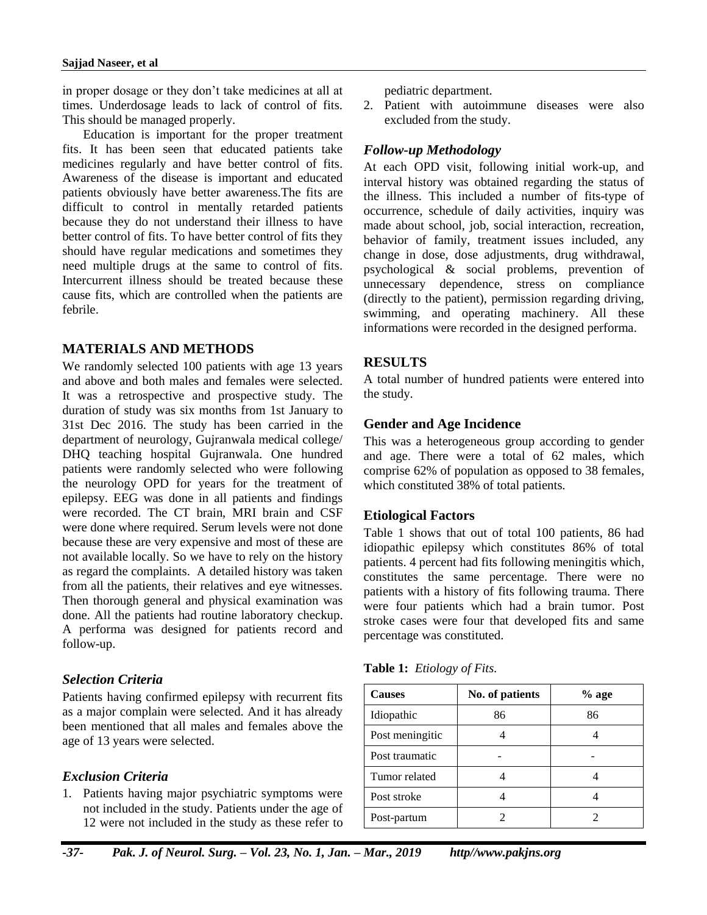in proper dosage or they don't take medicines at all at times. Underdosage leads to lack of control of fits. This should be managed properly.

Education is important for the proper treatment fits. It has been seen that educated patients take medicines regularly and have better control of fits. Awareness of the disease is important and educated patients obviously have better awareness.The fits are difficult to control in mentally retarded patients because they do not understand their illness to have better control of fits. To have better control of fits they should have regular medications and sometimes they need multiple drugs at the same to control of fits. Intercurrent illness should be treated because these cause fits, which are controlled when the patients are febrile.

## MATERIALS AND METHODS

We randomly selected 100 patients with age 13 years and above and both males and females were selected. It was a retrospective and prospective study. The duration of study was six months from 1st January to 31st Dec 2016. The study has been carried in the department of neurology, Gujranwala medical college/ DHQ teaching hospital Gujranwala. One hundred patients were randomly selected who were following the neurology OPD for years for the treatment of epilepsy. EEG was done in all patients and findings were recorded. The CT brain, MRI brain and CSF were done where required. Serum levels were not done because these are very expensive and most of these are not available locally. So we have to rely on the history as regard the complaints. A detailed history was taken from all the patients, their relatives and eye witnesses. Then thorough general and physical examination was done. All the patients had routine laboratory checkup. A performa was designed for patients record and follow-up.

### *Selection Criteria*

Patients having confirmed epilepsy with recurrent fits as a major complain were selected. And it has already been mentioned that all males and females above the age of 13 years were selected.

### *Exclusion Criteria*

1. Patients having major psychiatric symptoms were not included in the study. Patients under the age of 12 were not included in the study as these refer to pediatric department.
2. Patient with autoimmune diseases were also excluded from the study.

### *Follow-up Methodology*

At each OPD visit, following initial work-up, and interval history was obtained regarding the status of the illness. This included a number of fits-type of occurrence, schedule of daily activities, inquiry was made about school, job, social interaction, recreation, behavior of family, treatment issues included, any change in dose, dose adjustments, drug withdrawal, psychological & social problems, prevention of unnecessary dependence, stress on compliance (directly to the patient), permission regarding driving, swimming, and operating machinery. All these informations were recorded in the designed performa.

## RESULTS

A total number of hundred patients were entered into the study.

### Gender and Age Incidence

This was a heterogeneous group according to gender and age. There were a total of 62 males, which comprise 62% of population as opposed to 38 females, which constituted 38% of total patients.

### Etiological Factors

Table 1 shows that out of total 100 patients, 86 had idiopathic epilepsy which constitutes 86% of total patients. 4 percent had fits following meningitis which, constitutes the same percentage. There were no patients with a history of fits following trauma. There were four patients which had a brain tumor. Post stroke cases were four that developed fits and same percentage was constituted.

**Table 1:** *Etiology of Fits.*

| Causes | No. of patients | % age |
|---|---|---|
| Idiopathic | 86 | 86 |
| Post meningitic | 4 | 4 |
| Post traumatic | - | - |
| Tumor related | 4 | 4 |
| Post stroke | 4 | 4 |
| Post-partum | 2 | 2 |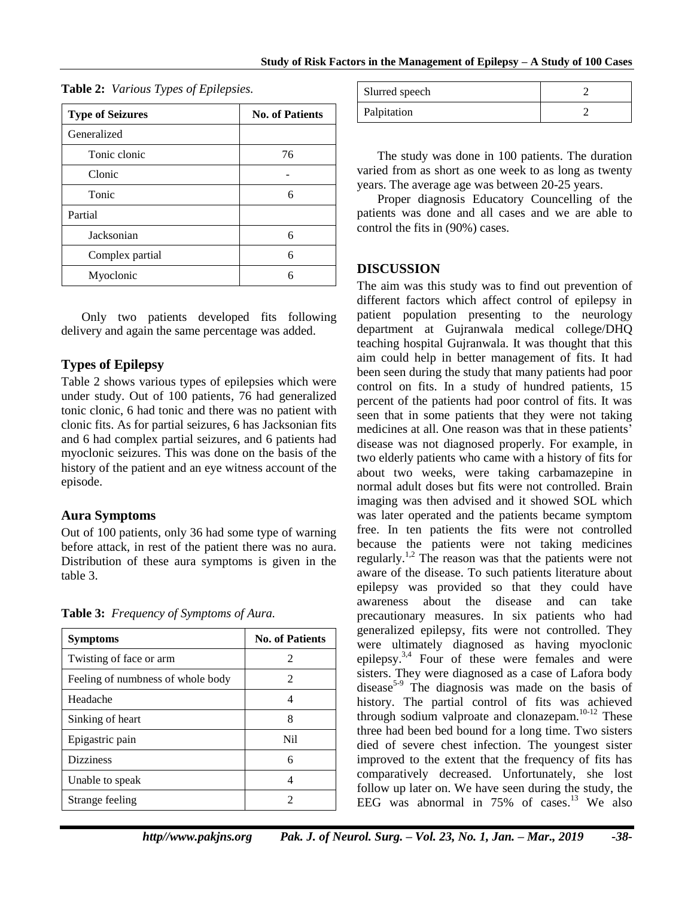**Table 2:** *Various Types of Epilepsies.*

| Type of Seizures | No. of Patients |
|---|---|
| Generalized | |
| Tonic clonic | 76 |
| Clonic | - |
| Tonic | 6 |
| Partial | |
| Jacksonian | 6 |
| Complex partial | 6 |
| Myoclonic | 6 |

Only two patients developed fits following delivery and again the same percentage was added.

## Types of Epilepsy

Table 2 shows various types of epilepsies which were under study. Out of 100 patients, 76 had generalized tonic clonic, 6 had tonic and there was no patient with clonic fits. As for partial seizures, 6 has Jacksonian fits and 6 had complex partial seizures, and 6 patients had myoclonic seizures. This was done on the basis of the history of the patient and an eye witness account of the episode.

## Aura Symptoms

Out of 100 patients, only 36 had some type of warning before attack, in rest of the patient there was no aura. Distribution of these aura symptoms is given in the table 3.

**Table 3:** *Frequency of Symptoms of Aura.*

| Symptoms | No. of Patients |
|---|---|
| Twisting of face or arm | 2 |
| Feeling of numbness of whole body | 2 |
| Headache | 4 |
| Sinking of heart | 8 |
| Epigastric pain | Nil |
| Dizziness | 6 |
| Unable to speak | 4 |
| Strange feeling | 2 |
| Slurred speech | 2 |
| Palpitation | 2 |

The study was done in 100 patients. The duration varied from as short as one week to as long as twenty years. The average age was between 20-25 years.

Proper diagnosis Educatory Councelling of the patients was done and all cases and we are able to control the fits in (90%) cases.

## DISCUSSION

The aim was this study was to find out prevention of different factors which affect control of epilepsy in patient population presenting to the neurology department at Gujranwala medical college/DHQ teaching hospital Gujranwala. It was thought that this aim could help in better management of fits. It had been seen during the study that many patients had poor control on fits. In a study of hundred patients, 15 percent of the patients had poor control of fits. It was seen that in some patients that they were not taking medicines at all. One reason was that in these patients' disease was not diagnosed properly. For example, in two elderly patients who came with a history of fits for about two weeks, were taking carbamazepine in normal adult doses but fits were not controlled. Brain imaging was then advised and it showed SOL which was later operated and the patients became symptom free. In ten patients the fits were not controlled because the patients were not taking medicines regularly.[1,2] The reason was that the patients were not aware of the disease. To such patients literature about epilepsy was provided so that they could have awareness about the disease and can take precautionary measures. In six patients who had generalized epilepsy, fits were not controlled. They were ultimately diagnosed as having myoclonic epilepsy.[3,4] Four of these were females and were sisters. They were diagnosed as a case of Lafora body disease[5-9] The diagnosis was made on the basis of history. The partial control of fits was achieved through sodium valproate and clonazepam.[10-12] These three had been bed bound for a long time. Two sisters died of severe chest infection. The youngest sister improved to the extent that the frequency of fits has comparatively decreased. Unfortunately, she lost follow up later on. We have seen during the study, the EEG was abnormal in 75% of cases.[13] We also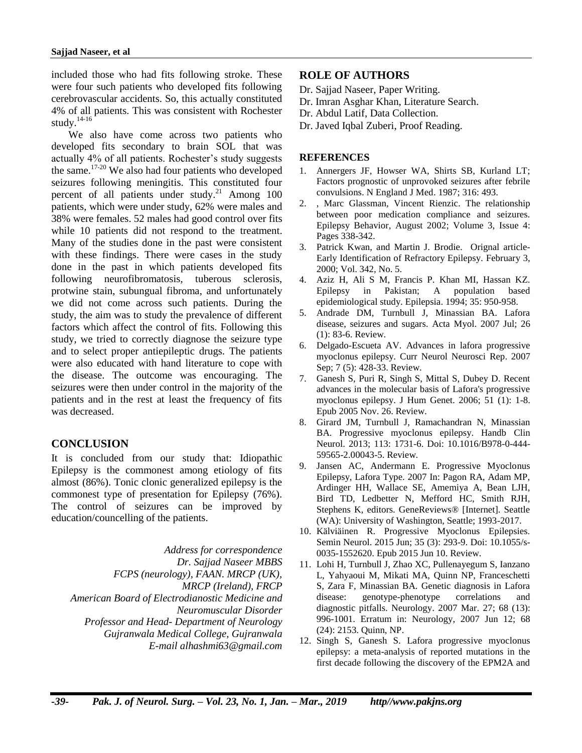included those who had fits following stroke. These were four such patients who developed fits following cerebrovascular accidents. So, this actually constituted 4% of all patients. This was consistent with Rochester study.[14-16]

We also have come across two patients who developed fits secondary to brain SOL that was actually 4% of all patients. Rochester's study suggests the same.[17-20] We also had four patients who developed seizures following meningitis. This constituted four percent of all patients under study.[21] Among 100 patients, which were under study, 62% were males and 38% were females. 52 males had good control over fits while 10 patients did not respond to the treatment. Many of the studies done in the past were consistent with these findings. There were cases in the study done in the past in which patients developed fits following neurofibromatosis, tuberous sclerosis, protwine stain, subungual fibroma, and unfortunately we did not come across such patients. During the study, the aim was to study the prevalence of different factors which affect the control of fits. Following this study, we tried to correctly diagnose the seizure type and to select proper antiepileptic drugs. The patients were also educated with hand literature to cope with the disease. The outcome was encouraging. The seizures were then under control in the majority of the patients and in the rest at least the frequency of fits was decreased.

## CONCLUSION

It is concluded from our study that: Idiopathic Epilepsy is the commonest among etiology of fits almost (86%). Tonic clonic generalized epilepsy is the commonest type of presentation for Epilepsy (76%). The control of seizures can be improved by education/councelling of the patients.

*Address for correspondence*
*Dr. Sajjad Naseer MBBS*
*FCPS (neurology), FAAN. MRCP (UK), MRCP (Ireland), FRCP*
*American Board of Electrodianostic Medicine and Neuromuscular Disorder*
*Professor and Head- Department of Neurology*
*Gujranwala Medical College, Gujranwala*
*E-mail alhashmi63@gmail.com*

## ROLE OF AUTHORS

Dr. Sajjad Naseer, Paper Writing.
Dr. Imran Asghar Khan, Literature Search.
Dr. Abdul Latif, Data Collection.
Dr. Javed Iqbal Zuberi, Proof Reading.

## REFERENCES

1. Annergers JF, Howser WA, Shirts SB, Kurland LT; Factors prognostic of unprovoked seizures after febrile convulsions. N England J Med. 1987; 316: 493.
2. , Marc Glassman, Vincent Rienzic. The relationship between poor medication compliance and seizures. Epilepsy Behavior, August 2002; Volume 3, Issue 4: Pages 338-342.
3. Patrick Kwan, and Martin J. Brodie. Orignal article- Early Identification of Refractory Epilepsy. February 3, 2000; Vol. 342, No. 5.
4. Aziz H, Ali S M, Francis P. Khan MI, Hassan KZ. Epilepsy in Pakistan; A population based epidemiological study. Epilepsia. 1994; 35: 950-958.
5. Andrade DM, Turnbull J, Minassian BA. Lafora disease, seizures and sugars. Acta Myol. 2007 Jul; 26 (1): 83-6. Review.
6. Delgado-Escueta AV. Advances in lafora progressive myoclonus epilepsy. Curr Neurol Neurosci Rep. 2007 Sep; 7 (5): 428-33. Review.
7. Ganesh S, Puri R, Singh S, Mittal S, Dubey D. Recent advances in the molecular basis of Lafora's progressive myoclonus epilepsy. J Hum Genet. 2006; 51 (1): 1-8. Epub 2005 Nov. 26. Review.
8. Girard JM, Turnbull J, Ramachandran N, Minassian BA. Progressive myoclonus epilepsy. Handb Clin Neurol. 2013; 113: 1731-6. Doi: 10.1016/B978-0-444-59565-2.00043-5. Review.
9. Jansen AC, Andermann E. Progressive Myoclonus Epilepsy, Lafora Type. 2007 In: Pagon RA, Adam MP, Ardinger HH, Wallace SE, Amemiya A, Bean LJH, Bird TD, Ledbetter N, Mefford HC, Smith RJH, Stephens K, editors. GeneReviews® [Internet]. Seattle (WA): University of Washington, Seattle; 1993-2017.
10. Kälviäinen R. Progressive Myoclonus Epilepsies. Semin Neurol. 2015 Jun; 35 (3): 293-9. Doi: 10.1055/s-0035-1552620. Epub 2015 Jun 10. Review.
11. Lohi H, Turnbull J, Zhao XC, Pullenayegum S, Ianzano L, Yahyaoui M, Mikati MA, Quinn NP, Franceschetti S, Zara F, Minassian BA. Genetic diagnosis in Lafora disease: genotype-phenotype correlations and diagnostic pitfalls. Neurology. 2007 Mar. 27; 68 (13): 996-1001. Erratum in: Neurology, 2007 Jun 12; 68 (24): 2153. Quinn, NP.
12. Singh S, Ganesh S. Lafora progressive myoclonus epilepsy: a meta-analysis of reported mutations in the first decade following the discovery of the EPM2A and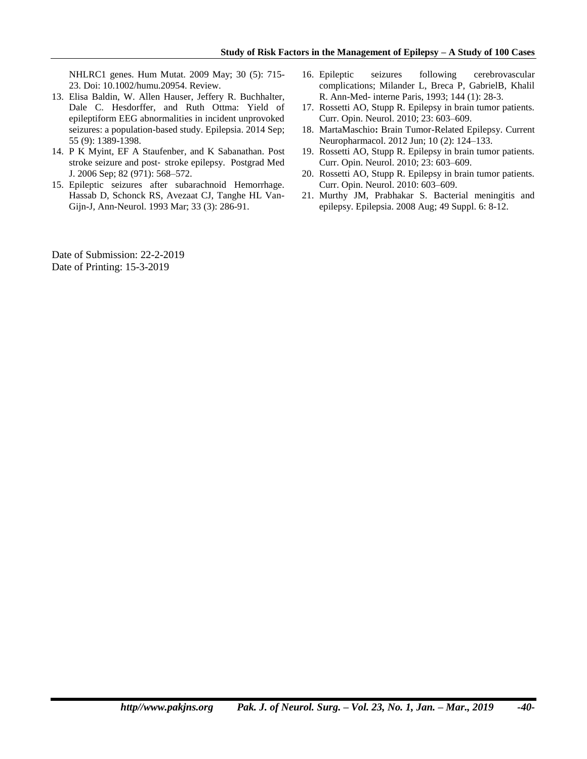NHLRC1 genes. Hum Mutat. 2009 May; 30 (5): 715-23. Doi: 10.1002/humu.20954. Review.

13. Elisa Baldin, W. Allen Hauser, Jeffery R. Buchhalter, Dale C. Hesdorffer, and Ruth Ottma: Yield of epileptiform EEG abnormalities in incident unprovoked seizures: a population-based study. Epilepsia. 2014 Sep; 55 (9): 1389-1398.
14. P K Myint, EF A Staufenber, and K Sabanathan. Post stroke seizure and post- stroke epilepsy. Postgrad Med J. 2006 Sep; 82 (971): 568–572.
15. Epileptic seizures after subarachnoid Hemorrhage. Hassab D, Schonck RS, Avezaat CJ, Tanghe HL Van-Gijn-J, Ann-Neurol. 1993 Mar; 33 (3): 286-91.
16. Epileptic seizures following cerebrovascular complications; Milander L, Breca P, GabrielB, Khalil R. Ann-Med- interne Paris, 1993; 144 (1): 28-3.
17. Rossetti AO, Stupp R. Epilepsy in brain tumor patients. Curr. Opin. Neurol. 2010; 23: 603–609.
18. MartaMaschio**:** Brain Tumor-Related Epilepsy. Current Neuropharmacol. 2012 Jun; 10 (2): 124–133.
19. Rossetti AO, Stupp R. Epilepsy in brain tumor patients. Curr. Opin. Neurol. 2010; 23: 603–609.
20. Rossetti AO, Stupp R. Epilepsy in brain tumor patients. Curr. Opin. Neurol. 2010: 603–609.
21. Murthy JM, Prabhakar S. Bacterial meningitis and epilepsy. Epilepsia. 2008 Aug; 49 Suppl. 6: 8-12.

Date of Submission: 22-2-2019
Date of Printing: 15-3-2019